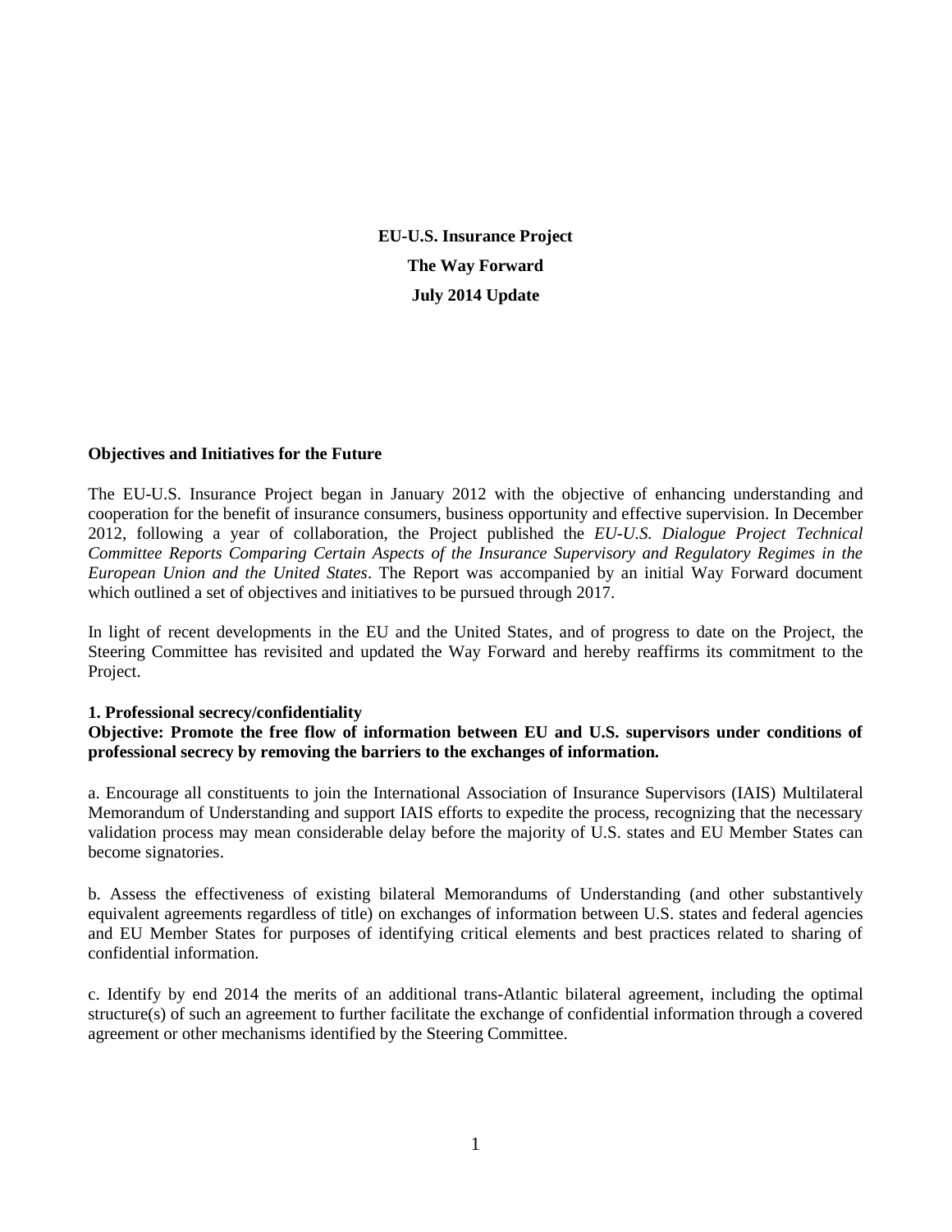# EU-U.S. Insurance Project

## The Way Forward

## July 2014 Update

**Objectives and Initiatives for the Future**

The EU-U.S. Insurance Project began in January 2012 with the objective of enhancing understanding and cooperation for the benefit of insurance consumers, business opportunity and effective supervision. In December 2012, following a year of collaboration, the Project published the *EU-U.S. Dialogue Project Technical Committee Reports Comparing Certain Aspects of the Insurance Supervisory and Regulatory Regimes in the European Union and the United States*. The Report was accompanied by an initial Way Forward document which outlined a set of objectives and initiatives to be pursued through 2017.

In light of recent developments in the EU and the United States, and of progress to date on the Project, the Steering Committee has revisited and updated the Way Forward and hereby reaffirms its commitment to the Project.

**1. Professional secrecy/confidentiality**

**Objective: Promote the free flow of information between EU and U.S. supervisors under conditions of professional secrecy by removing the barriers to the exchanges of information.**

a. Encourage all constituents to join the International Association of Insurance Supervisors (IAIS) Multilateral Memorandum of Understanding and support IAIS efforts to expedite the process, recognizing that the necessary validation process may mean considerable delay before the majority of U.S. states and EU Member States can become signatories.

b. Assess the effectiveness of existing bilateral Memorandums of Understanding (and other substantively equivalent agreements regardless of title) on exchanges of information between U.S. states and federal agencies and EU Member States for purposes of identifying critical elements and best practices related to sharing of confidential information.

c. Identify by end 2014 the merits of an additional trans-Atlantic bilateral agreement, including the optimal structure(s) of such an agreement to further facilitate the exchange of confidential information through a covered agreement or other mechanisms identified by the Steering Committee.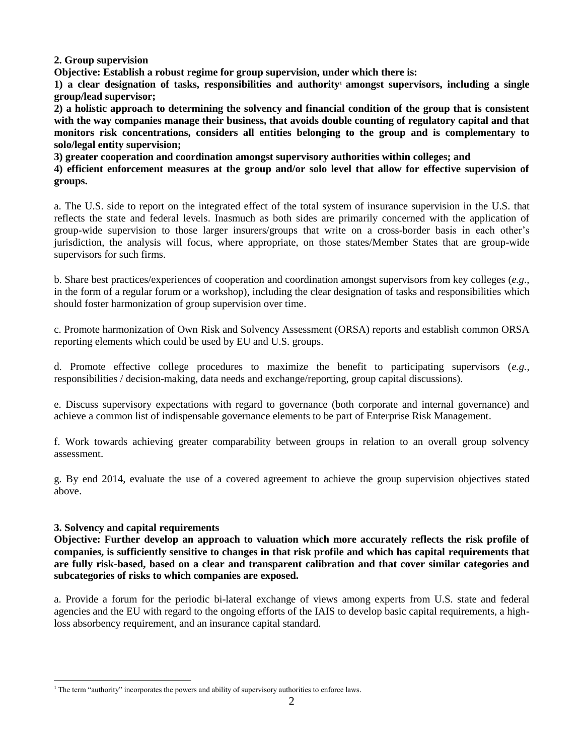**2. Group supervision**

**Objective: Establish a robust regime for group supervision, under which there is:**

**1) a clear designation of tasks, responsibilities and authority[1] amongst supervisors, including a single group/lead supervisor;**

**2) a holistic approach to determining the solvency and financial condition of the group that is consistent with the way companies manage their business, that avoids double counting of regulatory capital and that monitors risk concentrations, considers all entities belonging to the group and is complementary to solo/legal entity supervision;**

**3) greater cooperation and coordination amongst supervisory authorities within colleges; and**

**4) efficient enforcement measures at the group and/or solo level that allow for effective supervision of groups.**

a. The U.S. side to report on the integrated effect of the total system of insurance supervision in the U.S. that reflects the state and federal levels. Inasmuch as both sides are primarily concerned with the application of group-wide supervision to those larger insurers/groups that write on a cross-border basis in each other's jurisdiction, the analysis will focus, where appropriate, on those states/Member States that are group-wide supervisors for such firms.

b. Share best practices/experiences of cooperation and coordination amongst supervisors from key colleges (*e.g*., in the form of a regular forum or a workshop), including the clear designation of tasks and responsibilities which should foster harmonization of group supervision over time.

c. Promote harmonization of Own Risk and Solvency Assessment (ORSA) reports and establish common ORSA reporting elements which could be used by EU and U.S. groups.

d. Promote effective college procedures to maximize the benefit to participating supervisors (*e.g.*, responsibilities / decision-making, data needs and exchange/reporting, group capital discussions).

e. Discuss supervisory expectations with regard to governance (both corporate and internal governance) and achieve a common list of indispensable governance elements to be part of Enterprise Risk Management.

f. Work towards achieving greater comparability between groups in relation to an overall group solvency assessment.

g. By end 2014, evaluate the use of a covered agreement to achieve the group supervision objectives stated above.

**3. Solvency and capital requirements**

**Objective: Further develop an approach to valuation which more accurately reflects the risk profile of companies, is sufficiently sensitive to changes in that risk profile and which has capital requirements that are fully risk-based, based on a clear and transparent calibration and that cover similar categories and subcategories of risks to which companies are exposed.**

a. Provide a forum for the periodic bi-lateral exchange of views among experts from U.S. state and federal agencies and the EU with regard to the ongoing efforts of the IAIS to develop basic capital requirements, a high-loss absorbency requirement, and an insurance capital standard.

[1] The term "authority" incorporates the powers and ability of supervisory authorities to enforce laws.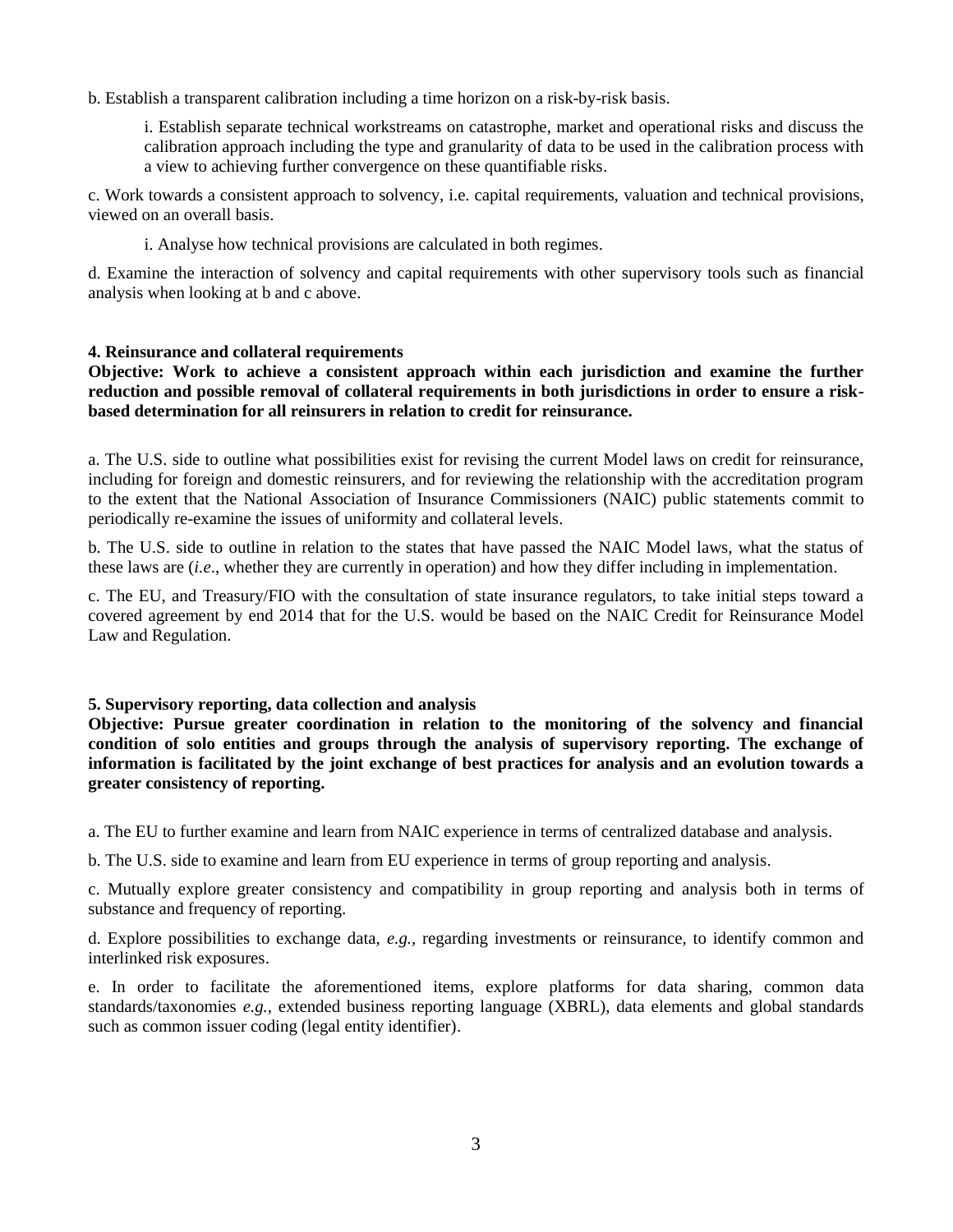b. Establish a transparent calibration including a time horizon on a risk-by-risk basis.

> i. Establish separate technical workstreams on catastrophe, market and operational risks and discuss the calibration approach including the type and granularity of data to be used in the calibration process with a view to achieving further convergence on these quantifiable risks.

c. Work towards a consistent approach to solvency, i.e. capital requirements, valuation and technical provisions, viewed on an overall basis.

> i. Analyse how technical provisions are calculated in both regimes.

d. Examine the interaction of solvency and capital requirements with other supervisory tools such as financial analysis when looking at b and c above.

**4. Reinsurance and collateral requirements**
**Objective: Work to achieve a consistent approach within each jurisdiction and examine the further reduction and possible removal of collateral requirements in both jurisdictions in order to ensure a risk-based determination for all reinsurers in relation to credit for reinsurance.**

a. The U.S. side to outline what possibilities exist for revising the current Model laws on credit for reinsurance, including for foreign and domestic reinsurers, and for reviewing the relationship with the accreditation program to the extent that the National Association of Insurance Commissioners (NAIC) public statements commit to periodically re-examine the issues of uniformity and collateral levels.

b. The U.S. side to outline in relation to the states that have passed the NAIC Model laws, what the status of these laws are (*i.e*., whether they are currently in operation) and how they differ including in implementation.

c. The EU, and Treasury/FIO with the consultation of state insurance regulators, to take initial steps toward a covered agreement by end 2014 that for the U.S. would be based on the NAIC Credit for Reinsurance Model Law and Regulation.

**5. Supervisory reporting, data collection and analysis**
**Objective: Pursue greater coordination in relation to the monitoring of the solvency and financial condition of solo entities and groups through the analysis of supervisory reporting. The exchange of information is facilitated by the joint exchange of best practices for analysis and an evolution towards a greater consistency of reporting.**

a. The EU to further examine and learn from NAIC experience in terms of centralized database and analysis.

b. The U.S. side to examine and learn from EU experience in terms of group reporting and analysis.

c. Mutually explore greater consistency and compatibility in group reporting and analysis both in terms of substance and frequency of reporting.

d. Explore possibilities to exchange data, *e.g.*, regarding investments or reinsurance, to identify common and interlinked risk exposures.

e. In order to facilitate the aforementioned items, explore platforms for data sharing, common data standards/taxonomies *e.g.*, extended business reporting language (XBRL), data elements and global standards such as common issuer coding (legal entity identifier).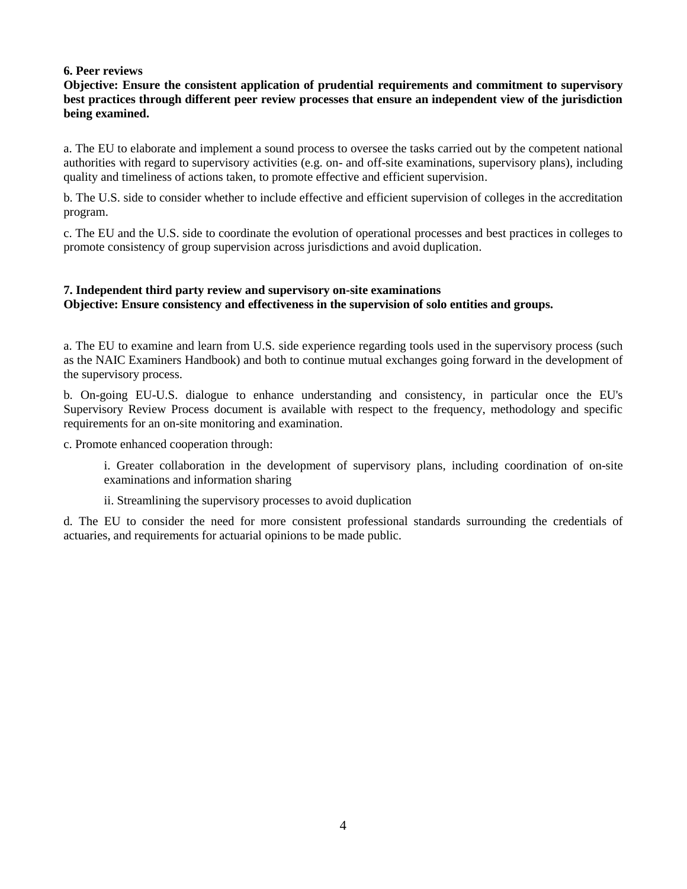**6. Peer reviews**

**Objective: Ensure the consistent application of prudential requirements and commitment to supervisory best practices through different peer review processes that ensure an independent view of the jurisdiction being examined.**

a. The EU to elaborate and implement a sound process to oversee the tasks carried out by the competent national authorities with regard to supervisory activities (e.g. on- and off-site examinations, supervisory plans), including quality and timeliness of actions taken, to promote effective and efficient supervision.

b. The U.S. side to consider whether to include effective and efficient supervision of colleges in the accreditation program.

c. The EU and the U.S. side to coordinate the evolution of operational processes and best practices in colleges to promote consistency of group supervision across jurisdictions and avoid duplication.

**7. Independent third party review and supervisory on-site examinations**

**Objective: Ensure consistency and effectiveness in the supervision of solo entities and groups.**

a. The EU to examine and learn from U.S. side experience regarding tools used in the supervisory process (such as the NAIC Examiners Handbook) and both to continue mutual exchanges going forward in the development of the supervisory process.

b. On-going EU-U.S. dialogue to enhance understanding and consistency, in particular once the EU's Supervisory Review Process document is available with respect to the frequency, methodology and specific requirements for an on-site monitoring and examination.

c. Promote enhanced cooperation through:

i. Greater collaboration in the development of supervisory plans, including coordination of on-site examinations and information sharing

ii. Streamlining the supervisory processes to avoid duplication

d. The EU to consider the need for more consistent professional standards surrounding the credentials of actuaries, and requirements for actuarial opinions to be made public.